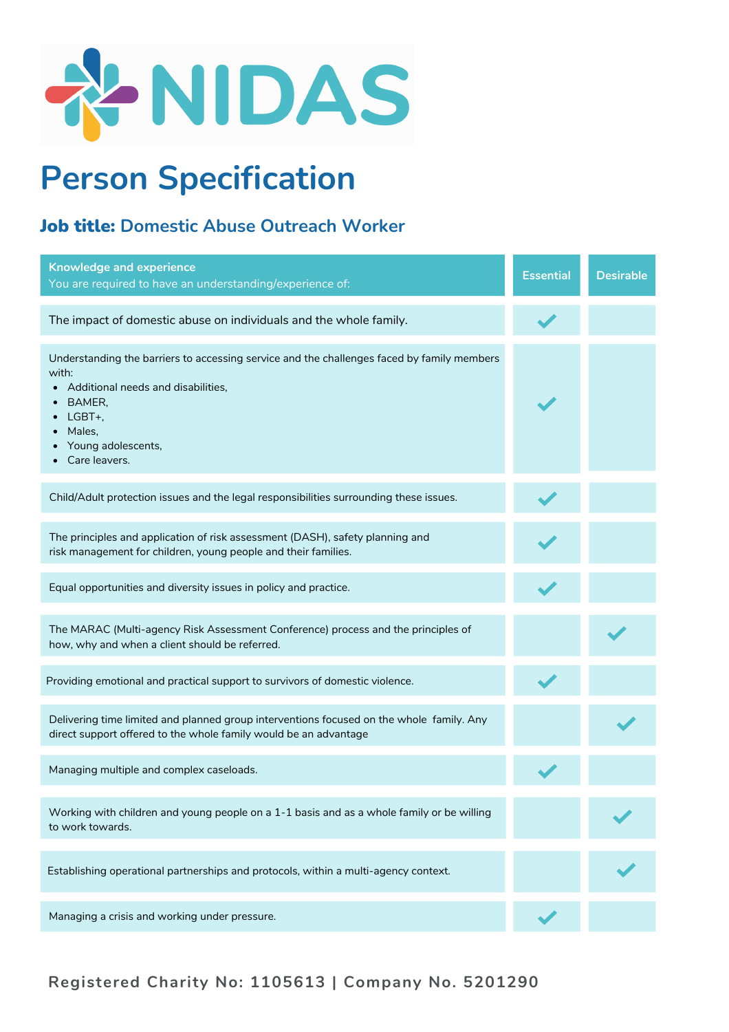# NIDAS

# Person Specification

## **Job title:** Domestic Abuse Outreach Worker

| **Knowledge and experience**<br>You are required to have an understanding/experience of: | Essential | Desirable |
|---|---|---|
| The impact of domestic abuse on individuals and the whole family. | ✓ | |
| Understanding the barriers to accessing service and the challenges faced by family members with:<br>• Additional needs and disabilities,<br>• BAMER,<br>• LGBT+,<br>• Males,<br>• Young adolescents,<br>• Care leavers. | ✓ | |
| Child/Adult protection issues and the legal responsibilities surrounding these issues. | ✓ | |
| The principles and application of risk assessment (DASH), safety planning and risk management for children, young people and their families. | ✓ | |
| Equal opportunities and diversity issues in policy and practice. | ✓ | |
| The MARAC (Multi-agency Risk Assessment Conference) process and the principles of how, why and when a client should be referred. | | ✓ |
| Providing emotional and practical support to survivors of domestic violence. | ✓ | |
| Delivering time limited and planned group interventions focused on the whole family. Any direct support offered to the whole family would be an advantage | | ✓ |
| Managing multiple and complex caseloads. | ✓ | |
| Working with children and young people on a 1-1 basis and as a whole family or be willing to work towards. | | ✓ |
| Establishing operational partnerships and protocols, within a multi-agency context. | | ✓ |
| Managing a crisis and working under pressure. | ✓ | |

Registered Charity No: 1105613 | Company No. 5201290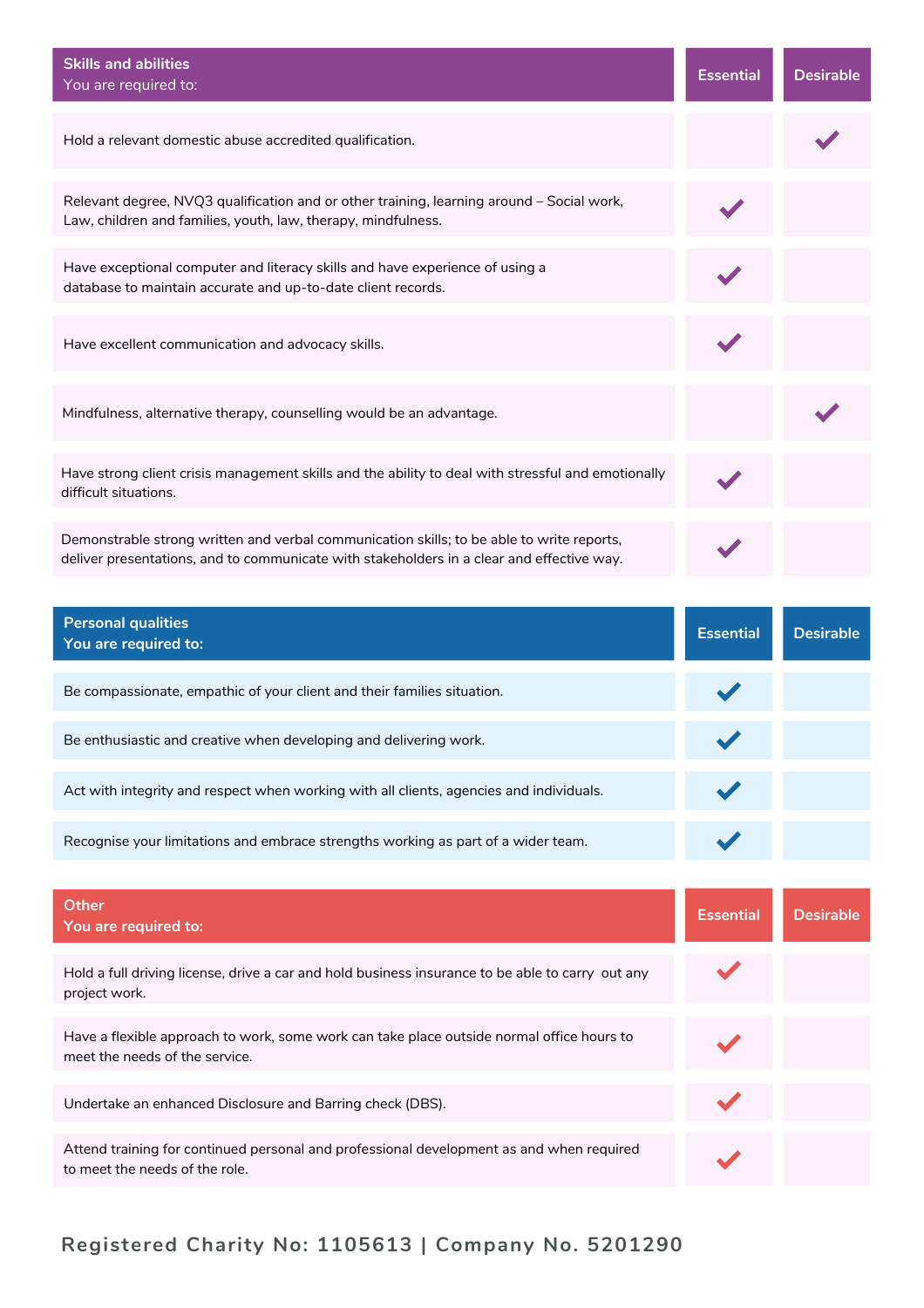| Skills and abilities<br>You are required to: | Essential | Desirable |
| --- | --- | --- |
| Hold a relevant domestic abuse accredited qualification. | | ✓ |
| Relevant degree, NVQ3 qualification and or other training, learning around – Social work, Law, children and families, youth, law, therapy, mindfulness. | ✓ | |
| Have exceptional computer and literacy skills and have experience of using a database to maintain accurate and up-to-date client records. | ✓ | |
| Have excellent communication and advocacy skills. | ✓ | |
| Mindfulness, alternative therapy, counselling would be an advantage. | | ✓ |
| Have strong client crisis management skills and the ability to deal with stressful and emotionally difficult situations. | ✓ | |
| Demonstrable strong written and verbal communication skills; to be able to write reports, deliver presentations, and to communicate with stakeholders in a clear and effective way. | ✓ | |

| Personal qualities<br>You are required to: | Essential | Desirable |
| --- | --- | --- |
| Be compassionate, empathic of your client and their families situation. | ✓ | |
| Be enthusiastic and creative when developing and delivering work. | ✓ | |
| Act with integrity and respect when working with all clients, agencies and individuals. | ✓ | |
| Recognise your limitations and embrace strengths working as part of a wider team. | ✓ | |

| Other<br>You are required to: | Essential | Desirable |
| --- | --- | --- |
| Hold a full driving license, drive a car and hold business insurance to be able to carry out any project work. | ✓ | |
| Have a flexible approach to work, some work can take place outside normal office hours to meet the needs of the service. | ✓ | |
| Undertake an enhanced Disclosure and Barring check (DBS). | ✓ | |
| Attend training for continued personal and professional development as and when required to meet the needs of the role. | ✓ | |

Registered Charity No: 1105613 | Company No. 5201290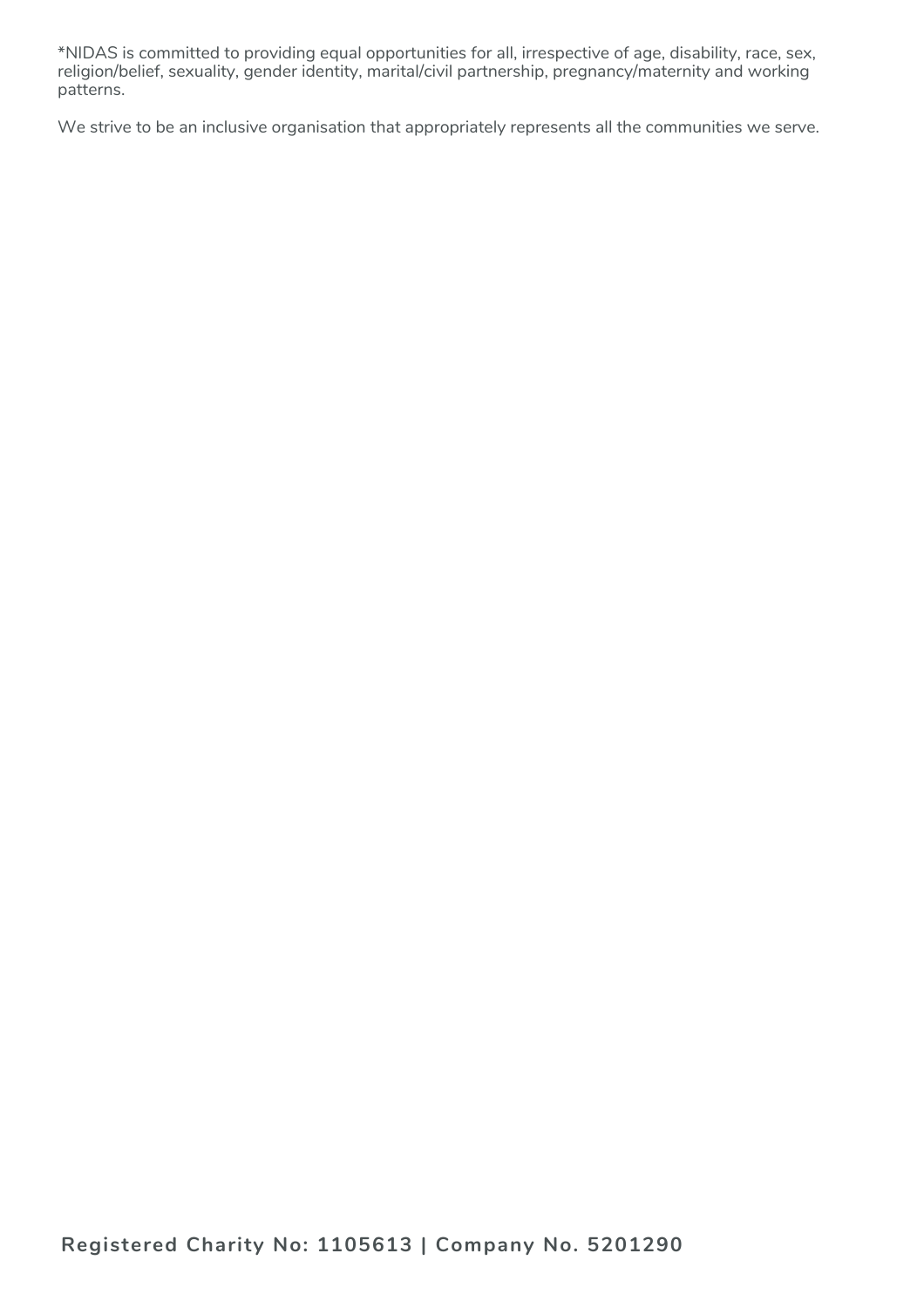*NIDAS is committed to providing equal opportunities for all, irrespective of age, disability, race, sex, religion/belief, sexuality, gender identity, marital/civil partnership, pregnancy/maternity and working patterns.

We strive to be an inclusive organisation that appropriately represents all the communities we serve.

**Registered Charity No: 1105613 | Company No. 5201290**